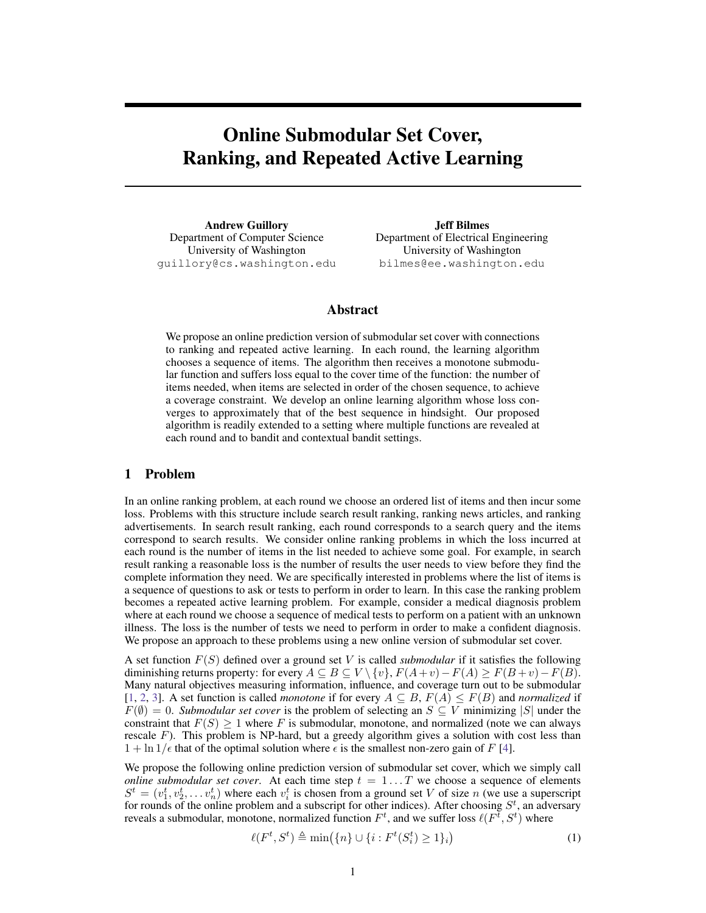# Online Submodular Set Cover, Ranking, and Repeated Active Learning

**Andrew Guillory**
Department of Computer Science
University of Washington
guillory@cs.washington.edu

**Jeff Bilmes**
Department of Electrical Engineering
University of Washington
bilmes@ee.washington.edu

## Abstract

We propose an online prediction version of submodular set cover with connections to ranking and repeated active learning. In each round, the learning algorithm chooses a sequence of items. The algorithm then receives a monotone submodular function and suffers loss equal to the cover time of the function: the number of items needed, when items are selected in order of the chosen sequence, to achieve a coverage constraint. We develop an online learning algorithm whose loss converges to approximately that of the best sequence in hindsight. Our proposed algorithm is readily extended to a setting where multiple functions are revealed at each round and to bandit and contextual bandit settings.

## 1 Problem

In an online ranking problem, at each round we choose an ordered list of items and then incur some loss. Problems with this structure include search result ranking, ranking news articles, and ranking advertisements. In search result ranking, each round corresponds to a search query and the items correspond to search results. We consider online ranking problems in which the loss incurred at each round is the number of items in the list needed to achieve some goal. For example, in search result ranking a reasonable loss is the number of results the user needs to view before they find the complete information they need. We are specifically interested in problems where the list of items is a sequence of questions to ask or tests to perform in order to learn. In this case the ranking problem becomes a repeated active learning problem. For example, consider a medical diagnosis problem where at each round we choose a sequence of medical tests to perform on a patient with an unknown illness. The loss is the number of tests we need to perform in order to make a confident diagnosis. We propose an approach to these problems using a new online version of submodular set cover.

A set function $F(S)$ defined over a ground set $V$ is called *submodular* if it satisfies the following diminishing returns property: for every $A \subseteq B \subseteq V \setminus \{v\}$, $F(A+v) - F(A) \geq F(B+v) - F(B)$. Many natural objectives measuring information, influence, and coverage turn out to be submodular [1, 2, 3]. A set function is called *monotone* if for every $A \subseteq B$, $F(A) \leq F(B)$ and *normalized* if $F(\emptyset) = 0$. *Submodular set cover* is the problem of selecting an $S \subseteq V$ minimizing $|S|$ under the constraint that $F(S) \geq 1$ where $F$ is submodular, monotone, and normalized (note we can always rescale $F$). This problem is NP-hard, but a greedy algorithm gives a solution with cost less than $1 + \ln 1/\epsilon$ that of the optimal solution where $\epsilon$ is the smallest non-zero gain of $F$ [4].

We propose the following online prediction version of submodular set cover, which we simply call *online submodular set cover*. At each time step $t = 1 \ldots T$ we choose a sequence of elements $S^t = (v_1^t, v_2^t, \ldots v_n^t)$ where each $v_i^t$ is chosen from a ground set $V$ of size $n$ (we use a superscript for rounds of the online problem and a subscript for other indices). After choosing $S^t$, an adversary reveals a submodular, monotone, normalized function $F^t$, and we suffer loss $\ell(F^t, S^t)$ where

$$\ell(F^t, S^t) \triangleq \min\big(\{n\} \cup \{i : F^t(S_i^t) \geq 1\}_i\big) \tag{1}$$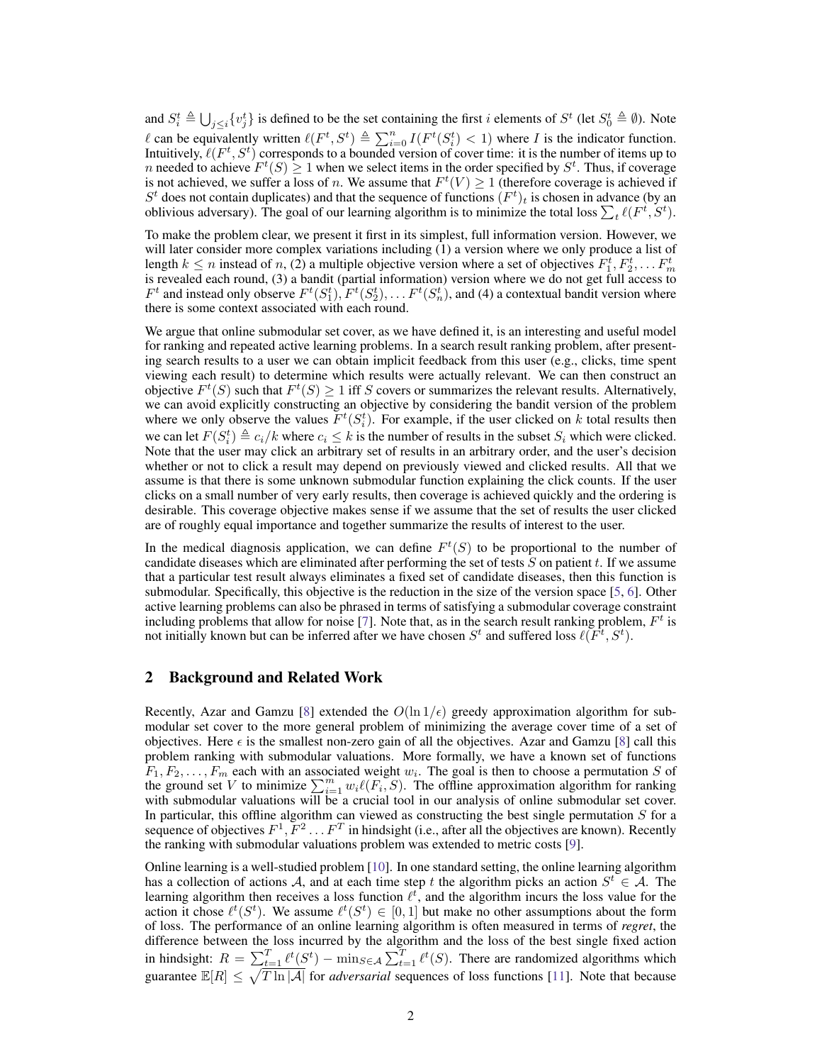and $S_i^t \triangleq \bigcup_{j \leq i} \{v_j^t\}$ is defined to be the set containing the first $i$ elements of $S^t$ (let $S_0^t \triangleq \emptyset$). Note $\ell$ can be equivalently written $\ell(F^t, S^t) \triangleq \sum_{i=0}^{n} I(F^t(S_i^t) < 1)$ where $I$ is the indicator function. Intuitively, $\ell(F^t, S^t)$ corresponds to a bounded version of cover time: it is the number of items up to $n$ needed to achieve $F^t(S) \geq 1$ when we select items in the order specified by $S^t$. Thus, if coverage is not achieved, we suffer a loss of $n$. We assume that $F^t(V) \geq 1$ (therefore coverage is achieved if $S^t$ does not contain duplicates) and that the sequence of functions $(F^t)_t$ is chosen in advance (by an oblivious adversary). The goal of our learning algorithm is to minimize the total loss $\sum_t \ell(F^t, S^t)$.

To make the problem clear, we present it first in its simplest, full information version. However, we will later consider more complex variations including (1) a version where we only produce a list of length $k \leq n$ instead of $n$, (2) a multiple objective version where a set of objectives $F_1^t, F_2^t, \ldots F_m^t$ is revealed each round, (3) a bandit (partial information) version where we do not get full access to $F^t$ and instead only observe $F^t(S_1^t), F^t(S_2^t), \ldots F^t(S_n^t)$, and (4) a contextual bandit version where there is some context associated with each round.

We argue that online submodular set cover, as we have defined it, is an interesting and useful model for ranking and repeated active learning problems. In a search result ranking problem, after presenting search results to a user we can obtain implicit feedback from this user (e.g., clicks, time spent viewing each result) to determine which results were actually relevant. We can then construct an objective $F^t(S)$ such that $F^t(S) \geq 1$ iff $S$ covers or summarizes the relevant results. Alternatively, we can avoid explicitly constructing an objective by considering the bandit version of the problem where we only observe the values $F^t(S_i^t)$. For example, if the user clicked on $k$ total results then we can let $F(S_i^t) \triangleq c_i/k$ where $c_i \leq k$ is the number of results in the subset $S_i$ which were clicked. Note that the user may click an arbitrary set of results in an arbitrary order, and the user's decision whether or not to click a result may depend on previously viewed and clicked results. All that we assume is that there is some unknown submodular function explaining the click counts. If the user clicks on a small number of very early results, then coverage is achieved quickly and the ordering is desirable. This coverage objective makes sense if we assume that the set of results the user clicked are of roughly equal importance and together summarize the results of interest to the user.

In the medical diagnosis application, we can define $F^t(S)$ to be proportional to the number of candidate diseases which are eliminated after performing the set of tests $S$ on patient $t$. If we assume that a particular test result always eliminates a fixed set of candidate diseases, then this function is submodular. Specifically, this objective is the reduction in the size of the version space [5, 6]. Other active learning problems can also be phrased in terms of satisfying a submodular coverage constraint including problems that allow for noise [7]. Note that, as in the search result ranking problem, $F^t$ is not initially known but can be inferred after we have chosen $S^t$ and suffered loss $\ell(F^t, S^t)$.

## 2 Background and Related Work

Recently, Azar and Gamzu [8] extended the $O(\ln 1/\epsilon)$ greedy approximation algorithm for submodular set cover to the more general problem of minimizing the average cover time of a set of objectives. Here $\epsilon$ is the smallest non-zero gain of all the objectives. Azar and Gamzu [8] call this problem ranking with submodular valuations. More formally, we have a known set of functions $F_1, F_2, \ldots, F_m$ each with an associated weight $w_i$. The goal is then to choose a permutation $S$ of the ground set $V$ to minimize $\sum_{i=1}^{m} w_i \ell(F_i, S)$. The offline approximation algorithm for ranking with submodular valuations will be a crucial tool in our analysis of online submodular set cover. In particular, this offline algorithm can viewed as constructing the best single permutation $S$ for a sequence of objectives $F^1, F^2 \ldots F^T$ in hindsight (i.e., after all the objectives are known). Recently the ranking with submodular valuations problem was extended to metric costs [9].

Online learning is a well-studied problem [10]. In one standard setting, the online learning algorithm has a collection of actions $\mathcal{A}$, and at each time step $t$ the algorithm picks an action $S^t \in \mathcal{A}$. The learning algorithm then receives a loss function $\ell^t$, and the algorithm incurs the loss value for the action it chose $\ell^t(S^t)$. We assume $\ell^t(S^t) \in [0, 1]$ but make no other assumptions about the form of loss. The performance of an online learning algorithm is often measured in terms of *regret*, the difference between the loss incurred by the algorithm and the loss of the best single fixed action in hindsight: $R = \sum_{t=1}^{T} \ell^t(S^t) - \min_{S \in \mathcal{A}} \sum_{t=1}^{T} \ell^t(S)$. There are randomized algorithms which guarantee $\mathbb{E}[R] \leq \sqrt{T \ln |\mathcal{A}|}$ for *adversarial* sequences of loss functions [11]. Note that because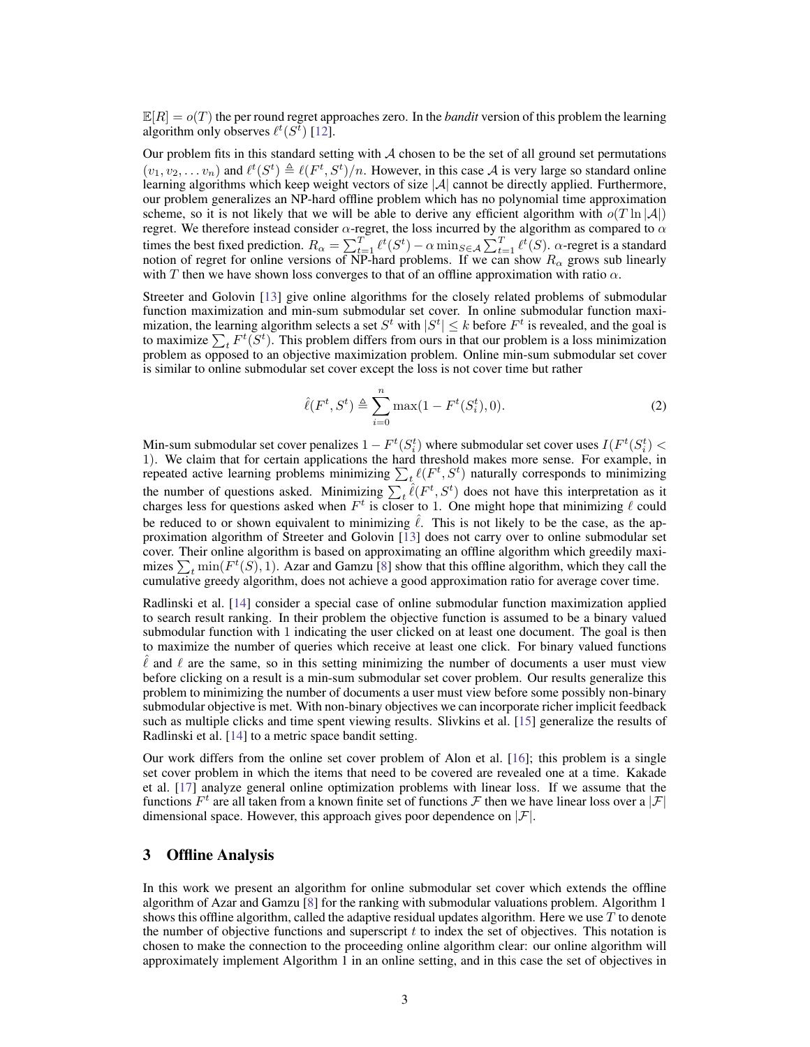$\mathbb{E}[R] = o(T)$ the per round regret approaches zero. In the *bandit* version of this problem the learning algorithm only observes $\ell^t(S^t)$ [12].

Our problem fits in this standard setting with $\mathcal{A}$ chosen to be the set of all ground set permutations $(v_1, v_2, \dots v_n)$ and $\ell^t(S^t) \triangleq \ell(F^t, S^t)/n$. However, in this case $\mathcal{A}$ is very large so standard online learning algorithms which keep weight vectors of size $|\mathcal{A}|$ cannot be directly applied. Furthermore, our problem generalizes an NP-hard offline problem which has no polynomial time approximation scheme, so it is not likely that we will be able to derive any efficient algorithm with $o(T \ln |\mathcal{A}|)$ regret. We therefore instead consider $\alpha$-regret, the loss incurred by the algorithm as compared to $\alpha$ times the best fixed prediction. $R_\alpha = \sum_{t=1}^{T} \ell^t(S^t) - \alpha \min_{S \in \mathcal{A}} \sum_{t=1}^{T} \ell^t(S)$. $\alpha$-regret is a standard notion of regret for online versions of NP-hard problems. If we can show $R_\alpha$ grows sub linearly with $T$ then we have shown loss converges to that of an offline approximation with ratio $\alpha$.

Streeter and Golovin [13] give online algorithms for the closely related problems of submodular function maximization and min-sum submodular set cover. In online submodular function maximization, the learning algorithm selects a set $S^t$ with $|S^t| \leq k$ before $F^t$ is revealed, and the goal is to maximize $\sum_t F^t(S^t)$. This problem differs from ours in that our problem is a loss minimization problem as opposed to an objective maximization problem. Online min-sum submodular set cover is similar to online submodular set cover except the loss is not cover time but rather

$$\hat{\ell}(F^t, S^t) \triangleq \sum_{i=0}^{n} \max(1 - F^t(S_i^t), 0). \tag{2}$$

Min-sum submodular set cover penalizes $1 - F^t(S_i^t)$ where submodular set cover uses $I(F^t(S_i^t) < 1)$. We claim that for certain applications the hard threshold makes more sense. For example, in repeated active learning problems minimizing $\sum_t \ell(F^t, S^t)$ naturally corresponds to minimizing the number of questions asked. Minimizing $\sum_t \hat{\ell}(F^t, S^t)$ does not have this interpretation as it charges less for questions asked when $F^t$ is closer to 1. One might hope that minimizing $\ell$ could be reduced to or shown equivalent to minimizing $\hat{\ell}$. This is not likely to be the case, as the approximation algorithm of Streeter and Golovin [13] does not carry over to online submodular set cover. Their online algorithm is based on approximating an offline algorithm which greedily maximizes $\sum_t \min(F^t(S), 1)$. Azar and Gamzu [8] show that this offline algorithm, which they call the cumulative greedy algorithm, does not achieve a good approximation ratio for average cover time.

Radlinski et al. [14] consider a special case of online submodular function maximization applied to search result ranking. In their problem the objective function is assumed to be a binary valued submodular function with 1 indicating the user clicked on at least one document. The goal is then to maximize the number of queries which receive at least one click. For binary valued functions $\hat{\ell}$ and $\ell$ are the same, so in this setting minimizing the number of documents a user must view before clicking on a result is a min-sum submodular set cover problem. Our results generalize this problem to minimizing the number of documents a user must view before some possibly non-binary submodular objective is met. With non-binary objectives we can incorporate richer implicit feedback such as multiple clicks and time spent viewing results. Slivkins et al. [15] generalize the results of Radlinski et al. [14] to a metric space bandit setting.

Our work differs from the online set cover problem of Alon et al. [16]; this problem is a single set cover problem in which the items that need to be covered are revealed one at a time. Kakade et al. [17] analyze general online optimization problems with linear loss. If we assume that the functions $F^t$ are all taken from a known finite set of functions $\mathcal{F}$ then we have linear loss over a $|\mathcal{F}|$ dimensional space. However, this approach gives poor dependence on $|\mathcal{F}|$.

## 3 Offline Analysis

In this work we present an algorithm for online submodular set cover which extends the offline algorithm of Azar and Gamzu [8] for the ranking with submodular valuations problem. Algorithm 1 shows this offline algorithm, called the adaptive residual updates algorithm. Here we use $T$ to denote the number of objective functions and superscript $t$ to index the set of objectives. This notation is chosen to make the connection to the proceeding online algorithm clear: our online algorithm will approximately implement Algorithm 1 in an online setting, and in this case the set of objectives in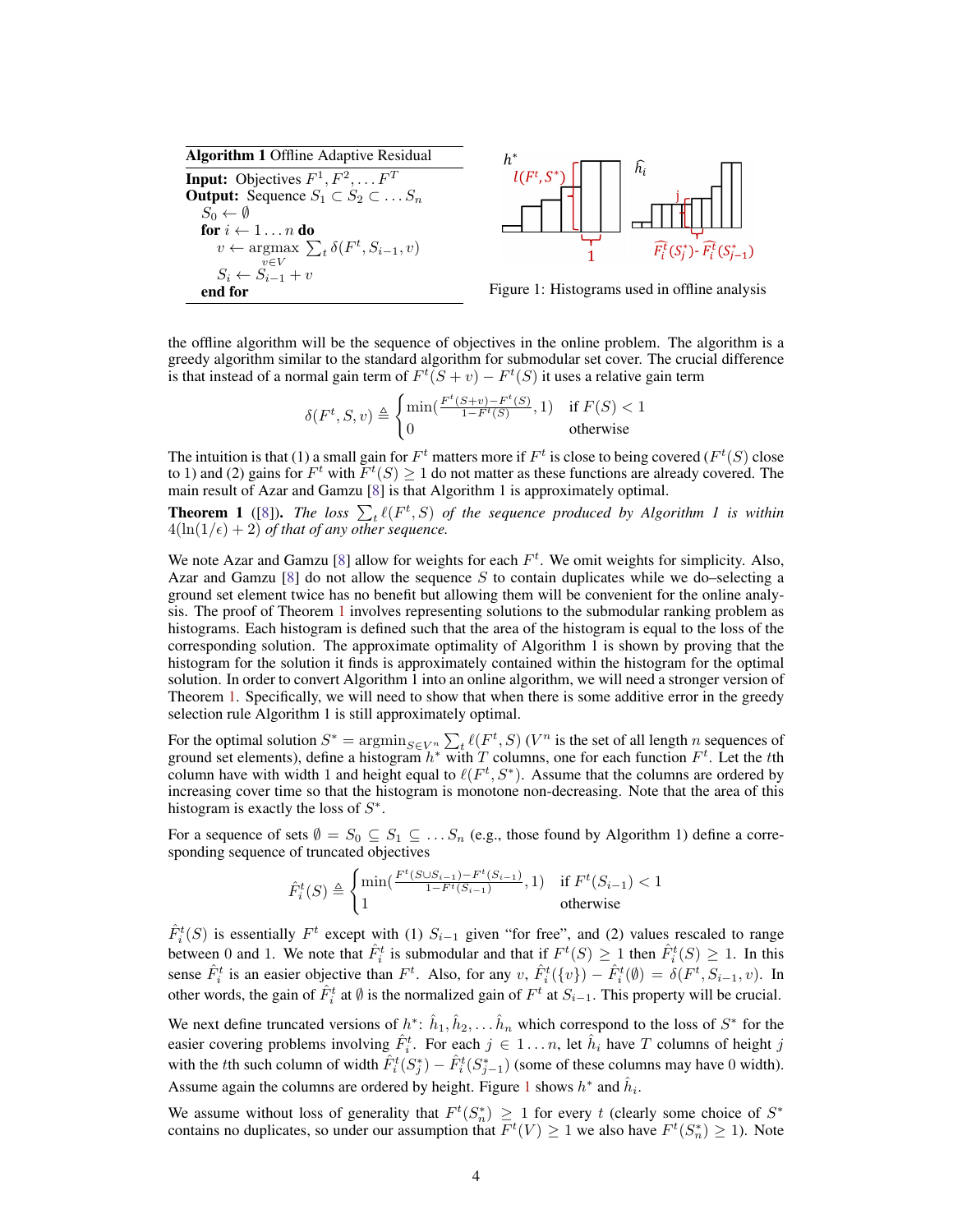**Algorithm 1** Offline Adaptive Residual

**Input:** Objectives $F^1, F^2, \ldots F^T$
**Output:** Sequence $S_1 \subset S_2 \subset \ldots S_n$

$S_0 \leftarrow \emptyset$
**for** $i \leftarrow 1 \ldots n$ **do**
  $v \leftarrow \operatorname{argmax}_{v \in V} \sum_t \delta(F^t, S_{i-1}, v)$
  $S_i \leftarrow S_{i-1} + v$
**end for**

Figure 1: Histograms used in offline analysis

the offline algorithm will be the sequence of objectives in the online problem. The algorithm is a greedy algorithm similar to the standard algorithm for submodular set cover. The crucial difference is that instead of a normal gain term of $F^t(S + v) - F^t(S)$ it uses a relative gain term

$$\delta(F^t, S, v) \triangleq \begin{cases} \min(\frac{F^t(S+v)-F^t(S)}{1-F^t(S)}, 1) & \text{if } F(S) < 1 \\ 0 & \text{otherwise} \end{cases}$$

The intuition is that (1) a small gain for $F^t$ matters more if $F^t$ is close to being covered ($F^t(S)$ close to 1) and (2) gains for $F^t$ with $F^t(S) \geq 1$ do not matter as these functions are already covered. The main result of Azar and Gamzu [8] is that Algorithm 1 is approximately optimal.

**Theorem 1** ([8]). *The loss $\sum_t \ell(F^t, S)$ of the sequence produced by Algorithm 1 is within $4(\ln(1/\epsilon) + 2)$ of that of any other sequence.*

We note Azar and Gamzu [8] allow for weights for each $F^t$. We omit weights for simplicity. Also, Azar and Gamzu [8] do not allow the sequence $S$ to contain duplicates while we do–selecting a ground set element twice has no benefit but allowing them will be convenient for the online analysis. The proof of Theorem 1 involves representing solutions to the submodular ranking problem as histograms. Each histogram is defined such that the area of the histogram is equal to the loss of the corresponding solution. The approximate optimality of Algorithm 1 is shown by proving that the histogram for the solution it finds is approximately contained within the histogram for the optimal solution. In order to convert Algorithm 1 into an online algorithm, we will need a stronger version of Theorem 1. Specifically, we will need to show that when there is some additive error in the greedy selection rule Algorithm 1 is still approximately optimal.

For the optimal solution $S^* = \operatorname{argmin}_{S \in V^n} \sum_t \ell(F^t, S)$ ($V^n$ is the set of all length $n$ sequences of ground set elements), define a histogram $h^*$ with $T$ columns, one for each function $F^t$. Let the $t$th column have with width 1 and height equal to $\ell(F^t, S^*)$. Assume that the columns are ordered by increasing cover time so that the histogram is monotone non-decreasing. Note that the area of this histogram is exactly the loss of $S^*$.

For a sequence of sets $\emptyset = S_0 \subseteq S_1 \subseteq \ldots S_n$ (e.g., those found by Algorithm 1) define a corresponding sequence of truncated objectives

$$\hat{F}_i^t(S) \triangleq \begin{cases} \min(\frac{F^t(S \cup S_{i-1})-F^t(S_{i-1})}{1-F^t(S_{i-1})}, 1) & \text{if } F^t(S_{i-1}) < 1 \\ 1 & \text{otherwise} \end{cases}$$

$\hat{F}_i^t(S)$ is essentially $F^t$ except with (1) $S_{i-1}$ given "for free", and (2) values rescaled to range between 0 and 1. We note that $\hat{F}_i^t$ is submodular and that if $F^t(S) \geq 1$ then $\hat{F}_i^t(S) \geq 1$. In this sense $\hat{F}_i^t$ is an easier objective than $F^t$. Also, for any $v$, $\hat{F}_i^t(\{v\}) - \hat{F}_i^t(\emptyset) = \delta(F^t, S_{i-1}, v)$. In other words, the gain of $\hat{F}_i^t$ at $\emptyset$ is the normalized gain of $F^t$ at $S_{i-1}$. This property will be crucial.

We next define truncated versions of $h^*$: $\hat{h}_1, \hat{h}_2, \ldots \hat{h}_n$ which correspond to the loss of $S^*$ for the easier covering problems involving $\hat{F}_i^t$. For each $j \in 1 \ldots n$, let $\hat{h}_i$ have $T$ columns of height $j$ with the $t$th such column of width $\hat{F}_i^t(S_j^*) - \hat{F}_i^t(S_{j-1}^*)$ (some of these columns may have 0 width). Assume again the columns are ordered by height. Figure 1 shows $h^*$ and $\hat{h}_i$.

We assume without loss of generality that $F^t(S_n^*) \geq 1$ for every $t$ (clearly some choice of $S^*$ contains no duplicates, so under our assumption that $F^t(V) \geq 1$ we also have $F^t(S_n^*) \geq 1$). Note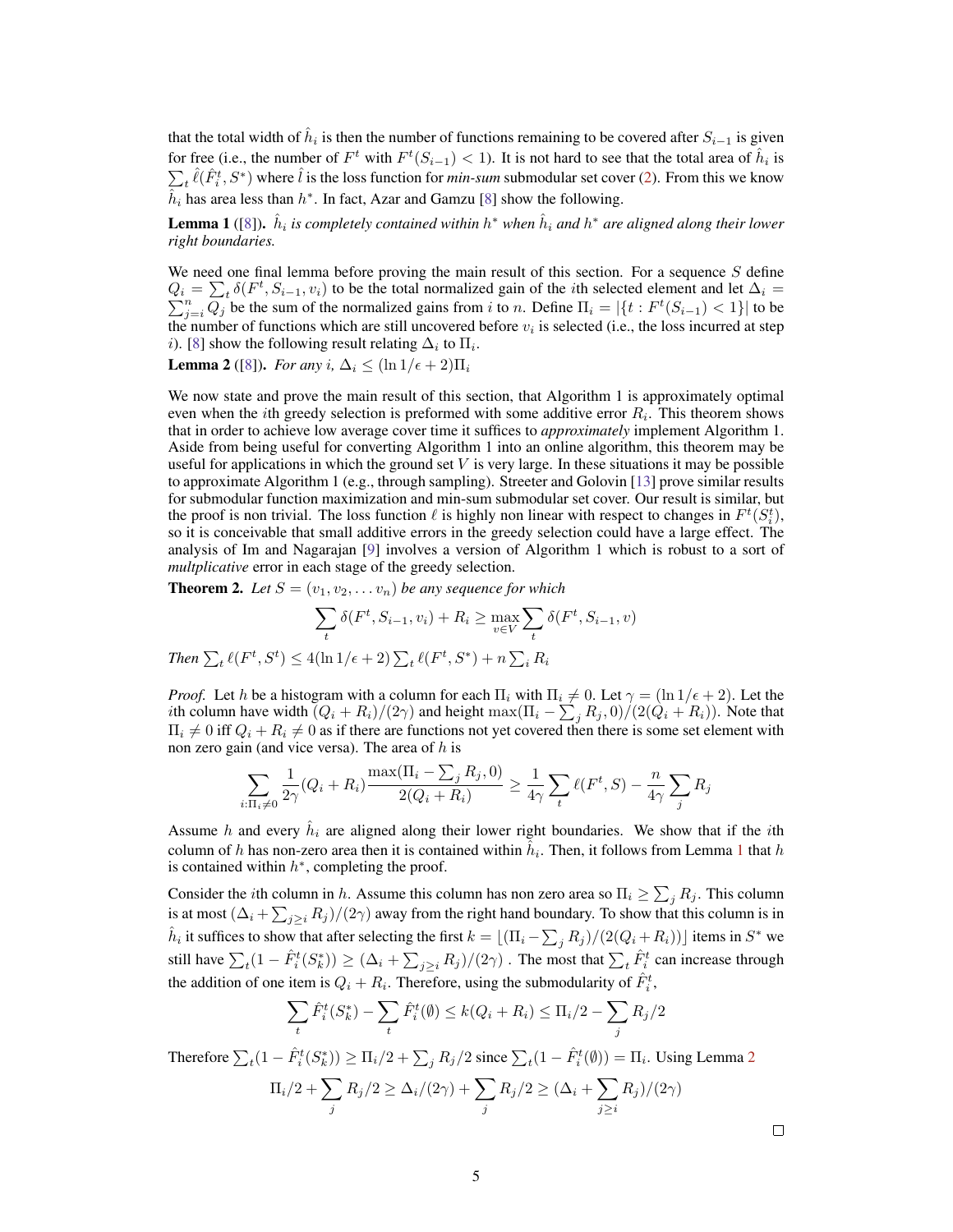that the total width of $\hat{h}_i$ is then the number of functions remaining to be covered after $S_{i-1}$ is given for free (i.e., the number of $F^t$ with $F^t(S_{i-1}) < 1$). It is not hard to see that the total area of $\hat{h}_i$ is $\sum_t \hat{\ell}(\hat{F}_i^t, S^*)$ where $\hat{l}$ is the loss function for ***min-sum*** submodular set cover (2). From this we know $\hat{h}_i$ has area less than $h^*$. In fact, Azar and Gamzu [8] show the following.

**Lemma 1** ([8])**.** *$\hat{h}_i$ is completely contained within $h^*$ when $\hat{h}_i$ and $h^*$ are aligned along their lower right boundaries.*

We need one final lemma before proving the main result of this section. For a sequence $S$ define $Q_i = \sum_t \delta(F^t, S_{i-1}, v_i)$ to be the total normalized gain of the $i$th selected element and let $\Delta_i = \sum_{j=i}^n Q_j$ be the sum of the normalized gains from $i$ to $n$. Define $\Pi_i = |\{t : F^t(S_{i-1}) < 1\}|$ to be the number of functions which are still uncovered before $v_i$ is selected (i.e., the loss incurred at step $i$). [8] show the following result relating $\Delta_i$ to $\Pi_i$.

**Lemma 2** ([8])**.** *For any $i$, $\Delta_i \leq (\ln 1/\epsilon + 2)\Pi_i$*

We now state and prove the main result of this section, that Algorithm 1 is approximately optimal even when the $i$th greedy selection is preformed with some additive error $R_i$. This theorem shows that in order to achieve low average cover time it suffices to *approximately* implement Algorithm 1. Aside from being useful for converting Algorithm 1 into an online algorithm, this theorem may be useful for applications in which the ground set $V$ is very large. In these situations it may be possible to approximate Algorithm 1 (e.g., through sampling). Streeter and Golovin [13] prove similar results for submodular function maximization and min-sum submodular set cover. Our result is similar, but the proof is non trivial. The loss function $\ell$ is highly non linear with respect to changes in $F^t(S_i^t)$, so it is conceivable that small additive errors in the greedy selection could have a large effect. The analysis of Im and Nagarajan [9] involves a version of Algorithm 1 which is robust to a sort of *multplicative* error in each stage of the greedy selection.

**Theorem 2.** *Let $S = (v_1, v_2, \ldots v_n)$ be any sequence for which*

$$\sum_t \delta(F^t, S_{i-1}, v_i) + R_i \geq \max_{v \in V} \sum_t \delta(F^t, S_{i-1}, v)$$

*Then* $\sum_t \ell(F^t, S^t) \leq 4(\ln 1/\epsilon + 2) \sum_t \ell(F^t, S^*) + n \sum_i R_i$

*Proof.* Let $h$ be a histogram with a column for each $\Pi_i$ with $\Pi_i \neq 0$. Let $\gamma = (\ln 1/\epsilon + 2)$. Let the $i$th column have width $(Q_i + R_i)/(2\gamma)$ and height $\max(\Pi_i - \sum_j R_j, 0)/(2(Q_i + R_i))$. Note that $\Pi_i \neq 0$ iff $Q_i + R_i \neq 0$ as if there are functions not yet covered then there is some set element with non zero gain (and vice versa). The area of $h$ is

$$\sum_{i:\Pi_i \neq 0} \frac{1}{2\gamma}(Q_i + R_i)\frac{\max(\Pi_i - \sum_j R_j, 0)}{2(Q_i + R_i)} \geq \frac{1}{4\gamma}\sum_t \ell(F^t, S) - \frac{n}{4\gamma}\sum_j R_j$$

Assume $h$ and every $\hat{h}_i$ are aligned along their lower right boundaries. We show that if the $i$th column of $h$ has non-zero area then it is contained within $\hat{h}_i$. Then, it follows from Lemma 1 that $h$ is contained within $h^*$, completing the proof.

Consider the $i$th column in $h$. Assume this column has non zero area so $\Pi_i \geq \sum_j R_j$. This column is at most $(\Delta_i + \sum_{j \geq i} R_j)/(2\gamma)$ away from the right hand boundary. To show that this column is in $\hat{h}_i$ it suffices to show that after selecting the first $k = \lfloor (\Pi_i - \sum_j R_j)/(2(Q_i + R_i)) \rfloor$ items in $S^*$ we still have $\sum_t (1 - \hat{F}_i^t(S_k^*)) \geq (\Delta_i + \sum_{j \geq i} R_j)/(2\gamma)$ . The most that $\sum_t \hat{F}_i^t$ can increase through the addition of one item is $Q_i + R_i$. Therefore, using the submodularity of $\hat{F}_i^t$,

$$\sum_t \hat{F}_i^t(S_k^*) - \sum_t \hat{F}_i^t(\emptyset) \leq k(Q_i + R_i) \leq \Pi_i/2 - \sum_j R_j/2$$

Therefore $\sum_t (1 - \hat{F}_i^t(S_k^*)) \geq \Pi_i/2 + \sum_j R_j/2$ since $\sum_t (1 - \hat{F}_i^t(\emptyset)) = \Pi_i$. Using Lemma 2

$$\Pi_i/2 + \sum_j R_j/2 \geq \Delta_i/(2\gamma) + \sum_j R_j/2 \geq (\Delta_i + \sum_{j \geq i} R_j)/(2\gamma)$$

□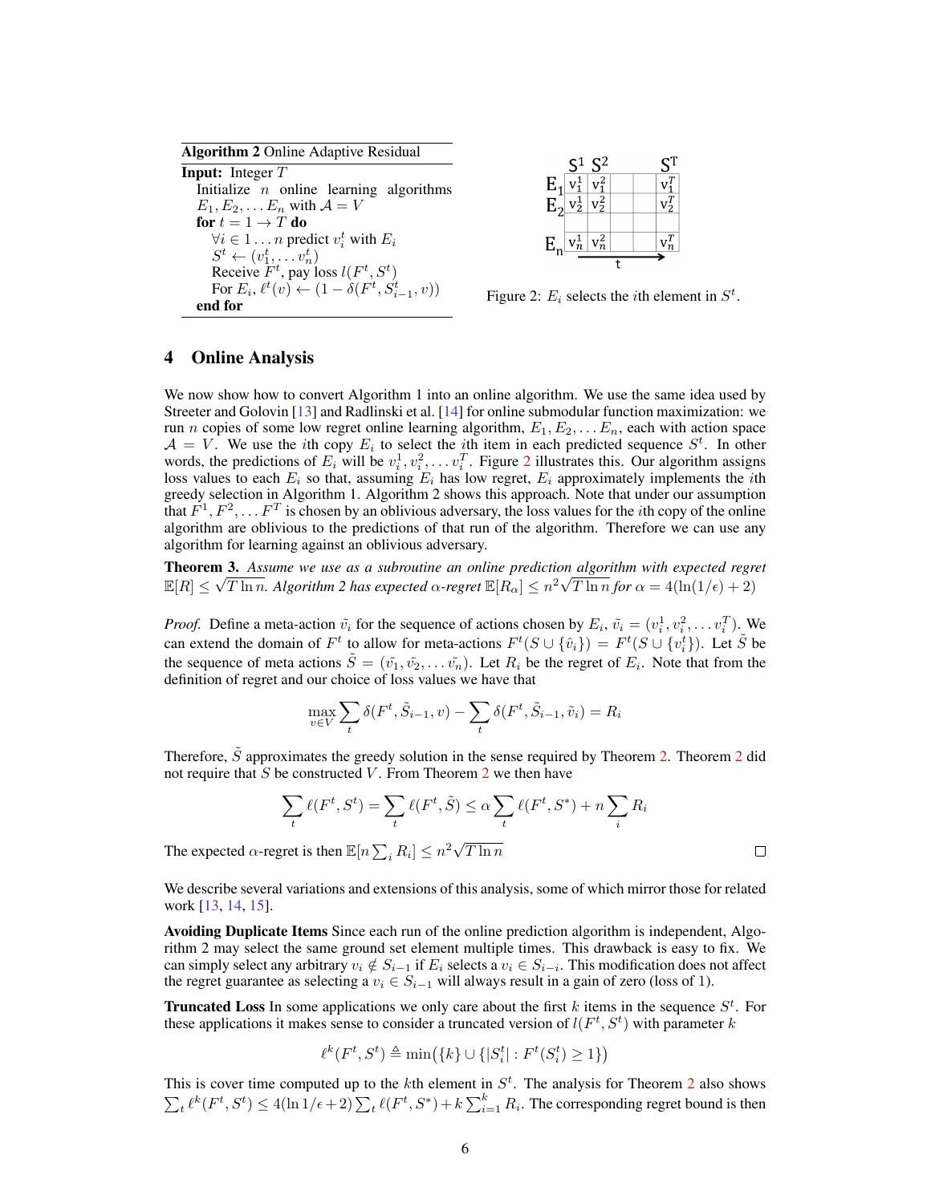**Algorithm 2** Online Adaptive Residual

---

**Input:** Integer $T$

Initialize $n$ online learning algorithms $E_1, E_2, \ldots E_n$ with $\mathcal{A} = V$

**for** $t = 1 \rightarrow T$ **do**

  $\forall i \in 1 \ldots n$ predict $v_i^t$ with $E_i$

  $S^t \leftarrow (v_1^t, \ldots v_n^t)$

  Receive $F^t$, pay loss $l(F^t, S^t)$

  For $E_i$, $\ell^t(v) \leftarrow (1 - \delta(F^t, S_{i-1}^t, v))$

**end for**

---

| | $S^1$ | $S^2$ | | | $S^T$ |
|---|---|---|---|---|---|
| $E_1$ | $v_1^1$ | $v_1^2$ | | | $v_1^T$ |
| $E_2$ | $v_2^1$ | $v_2^2$ | | | $v_2^T$ |
| | | | | | |
| $E_n$ | $v_n^1$ | $v_n^2$ | | | $v_n^T$ |

Figure 2: $E_i$ selects the $i$th element in $S^t$.

# 4 Online Analysis

We now show how to convert Algorithm 1 into an online algorithm. We use the same idea used by Streeter and Golovin [13] and Radlinski et al. [14] for online submodular function maximization: we run $n$ copies of some low regret online learning algorithm, $E_1, E_2, \ldots E_n$, each with action space $\mathcal{A} = V$. We use the $i$th copy $E_i$ to select the $i$th item in each predicted sequence $S^t$. In other words, the predictions of $E_i$ will be $v_i^1, v_i^2, \ldots v_i^T$. Figure 2 illustrates this. Our algorithm assigns loss values to each $E_i$ so that, assuming $E_i$ has low regret, $E_i$ approximately implements the $i$th greedy selection in Algorithm 1. Algorithm 2 shows this approach. Note that under our assumption that $F^1, F^2, \ldots F^T$ is chosen by an oblivious adversary, the loss values for the $i$th copy of the online algorithm are oblivious to the predictions of that run of the algorithm. Therefore we can use any algorithm for learning against an oblivious adversary.

**Theorem 3.** *Assume we use as a subroutine an online prediction algorithm with expected regret* $\mathbb{E}[R] \leq \sqrt{T \ln n}$*. Algorithm 2 has expected $\alpha$-regret* $\mathbb{E}[R_\alpha] \leq n^2\sqrt{T \ln n}$ *for* $\alpha = 4(\ln(1/\epsilon) + 2)$

*Proof.* Define a meta-action $\tilde{v}_i$ for the sequence of actions chosen by $E_i$, $\tilde{v}_i = (v_i^1, v_i^2, \ldots v_i^T)$. We can extend the domain of $F^t$ to allow for meta-actions $F^t(S \cup \{\hat{v}_i\}) = F^t(S \cup \{v_i^t\})$. Let $\tilde{S}$ be the sequence of meta actions $\tilde{S} = (\tilde{v_1}, \tilde{v_2}, \ldots \tilde{v_n})$. Let $R_i$ be the regret of $E_i$. Note that from the definition of regret and our choice of loss values we have that

$$\max_{v \in V} \sum_t \delta(F^t, \tilde{S}_{i-1}, v) - \sum_t \delta(F^t, \tilde{S}_{i-1}, \tilde{v}_i) = R_i$$

Therefore, $\tilde{S}$ approximates the greedy solution in the sense required by Theorem 2. Theorem 2 did not require that $S$ be constructed $V$. From Theorem 2 we then have

$$\sum_t \ell(F^t, S^t) = \sum_t \ell(F^t, \tilde{S}) \leq \alpha \sum_t \ell(F^t, S^*) + n \sum_i R_i$$

The expected $\alpha$-regret is then $\mathbb{E}[n \sum_i R_i] \leq n^2\sqrt{T \ln n}$ □

We describe several variations and extensions of this analysis, some of which mirror those for related work [13, 14, 15].

**Avoiding Duplicate Items** Since each run of the online prediction algorithm is independent, Algorithm 2 may select the same ground set element multiple times. This drawback is easy to fix. We can simply select any arbitrary $v_i \notin S_{i-1}$ if $E_i$ selects a $v_i \in S_{i-i}$. This modification does not affect the regret guarantee as selecting a $v_i \in S_{i-1}$ will always result in a gain of zero (loss of 1).

**Truncated Loss** In some applications we only care about the first $k$ items in the sequence $S^t$. For these applications it makes sense to consider a truncated version of $l(F^t, S^t)$ with parameter $k$

$$\ell^k(F^t, S^t) \triangleq \min\bigl(\{k\} \cup \{|S_i^t| : F^t(S_i^t) \geq 1\}\bigr)$$

This is cover time computed up to the $k$th element in $S^t$. The analysis for Theorem 2 also shows $\sum_t \ell^k(F^t, S^t) \leq 4(\ln 1/\epsilon + 2) \sum_t \ell(F^t, S^*) + k \sum_{i=1}^k R_i$. The corresponding regret bound is then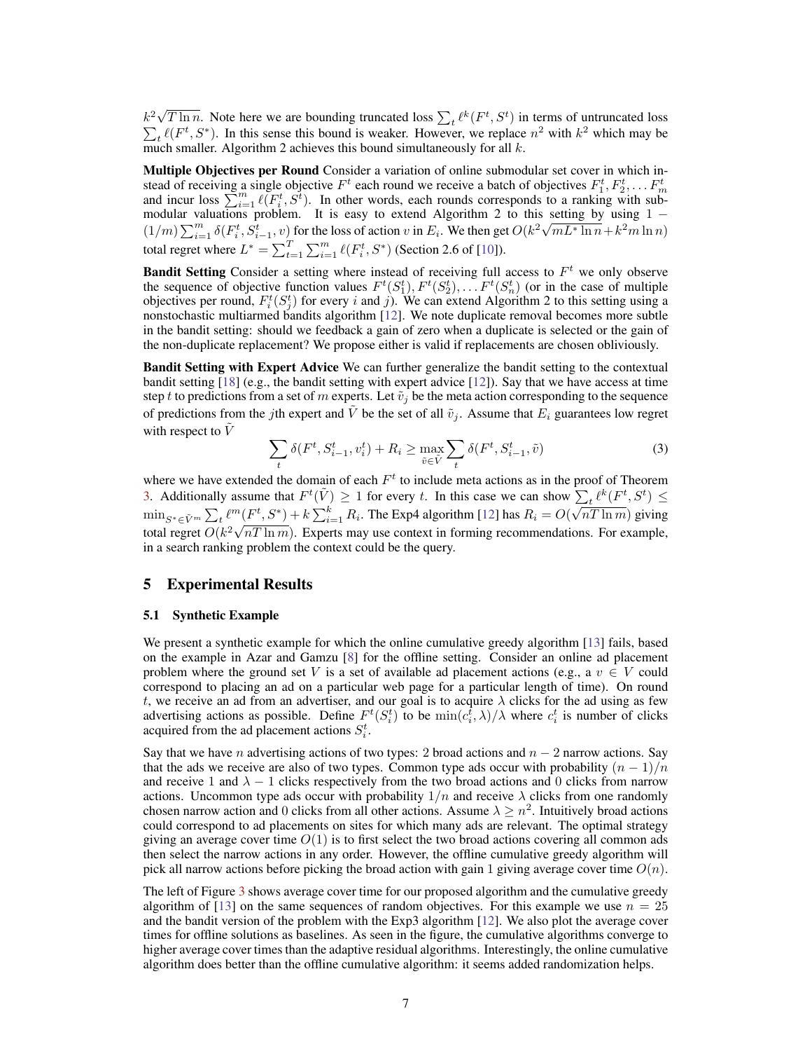$k^2\sqrt{T \ln n}$. Note here we are bounding truncated loss $\sum_t \ell^k(F^t, S^t)$ in terms of untruncated loss $\sum_t \ell(F^t, S^*)$. In this sense this bound is weaker. However, we replace $n^2$ with $k^2$ which may be much smaller. Algorithm 2 achieves this bound simultaneously for all $k$.

**Multiple Objectives per Round** Consider a variation of online submodular set cover in which instead of receiving a single objective $F^t$ each round we receive a batch of objectives $F_1^t, F_2^t, \ldots F_m^t$ and incur loss $\sum_{i=1}^m \ell(F_i^t, S^t)$. In other words, each rounds corresponds to a ranking with submodular valuations problem. It is easy to extend Algorithm 2 to this setting by using $1 - (1/m)\sum_{i=1}^m \delta(F_i^t, S_{i-1}^t, v)$ for the loss of action $v$ in $E_i$. We then get $O(k^2\sqrt{mL^* \ln n} + k^2 m \ln n)$ total regret where $L^* = \sum_{t=1}^T \sum_{i=1}^m \ell(F_i^t, S^*)$ (Section 2.6 of [10]).

**Bandit Setting** Consider a setting where instead of receiving full access to $F^t$ we only observe the sequence of objective function values $F^t(S_1^t), F^t(S_2^t), \ldots F^t(S_n^t)$ (or in the case of multiple objectives per round, $F_i^t(S_j^t)$ for every $i$ and $j$). We can extend Algorithm 2 to this setting using a nonstochastic multiarmed bandits algorithm [12]. We note duplicate removal becomes more subtle in the bandit setting: should we feedback a gain of zero when a duplicate is selected or the gain of the non-duplicate replacement? We propose either is valid if replacements are chosen obliviously.

**Bandit Setting with Expert Advice** We can further generalize the bandit setting to the contextual bandit setting [18] (e.g., the bandit setting with expert advice [12]). Say that we have access at time step $t$ to predictions from a set of $m$ experts. Let $\tilde{v}_j$ be the meta action corresponding to the sequence of predictions from the $j$th expert and $\tilde{V}$ be the set of all $\tilde{v}_j$. Assume that $E_i$ guarantees low regret with respect to $\tilde{V}$

$$\sum_t \delta(F^t, S_{i-1}^t, v_i^t) + R_i \geq \max_{\tilde{v} \in \tilde{V}} \sum_t \delta(F^t, S_{i-1}^t, \tilde{v}) \tag{3}$$

where we have extended the domain of each $F^t$ to include meta actions as in the proof of Theorem 3. Additionally assume that $F^t(\tilde{V}) \geq 1$ for every $t$. In this case we can show $\sum_t \ell^k(F^t, S^t) \leq \min_{S^* \in \tilde{V}^m} \sum_t \ell^m(F^t, S^*) + k\sum_{i=1}^k R_i$. The Exp4 algorithm [12] has $R_i = O(\sqrt{nT \ln m})$ giving total regret $O(k^2\sqrt{nT \ln m})$. Experts may use context in forming recommendations. For example, in a search ranking problem the context could be the query.

## 5 Experimental Results

### 5.1 Synthetic Example

We present a synthetic example for which the online cumulative greedy algorithm [13] fails, based on the example in Azar and Gamzu [8] for the offline setting. Consider an online ad placement problem where the ground set $V$ is a set of available ad placement actions (e.g., a $v \in V$ could correspond to placing an ad on a particular web page for a particular length of time). On round $t$, we receive an ad from an advertiser, and our goal is to acquire $\lambda$ clicks for the ad using as few advertising actions as possible. Define $F^t(S_i^t)$ to be $\min(c_i^t, \lambda)/\lambda$ where $c_i^t$ is number of clicks acquired from the ad placement actions $S_i^t$.

Say that we have $n$ advertising actions of two types: 2 broad actions and $n-2$ narrow actions. Say that the ads we receive are also of two types. Common type ads occur with probability $(n-1)/n$ and receive 1 and $\lambda - 1$ clicks respectively from the two broad actions and 0 clicks from narrow actions. Uncommon type ads occur with probability $1/n$ and receive $\lambda$ clicks from one randomly chosen narrow action and 0 clicks from all other actions. Assume $\lambda \geq n^2$. Intuitively broad actions could correspond to ad placements on sites for which many ads are relevant. The optimal strategy giving an average cover time $O(1)$ is to first select the two broad actions covering all common ads then select the narrow actions in any order. However, the offline cumulative greedy algorithm will pick all narrow actions before picking the broad action with gain 1 giving average cover time $O(n)$.

The left of Figure 3 shows average cover time for our proposed algorithm and the cumulative greedy algorithm of [13] on the same sequences of random objectives. For this example we use $n = 25$ and the bandit version of the problem with the Exp3 algorithm [12]. We also plot the average cover times for offline solutions as baselines. As seen in the figure, the cumulative algorithms converge to higher average cover times than the adaptive residual algorithms. Interestingly, the online cumulative algorithm does better than the offline cumulative algorithm: it seems added randomization helps.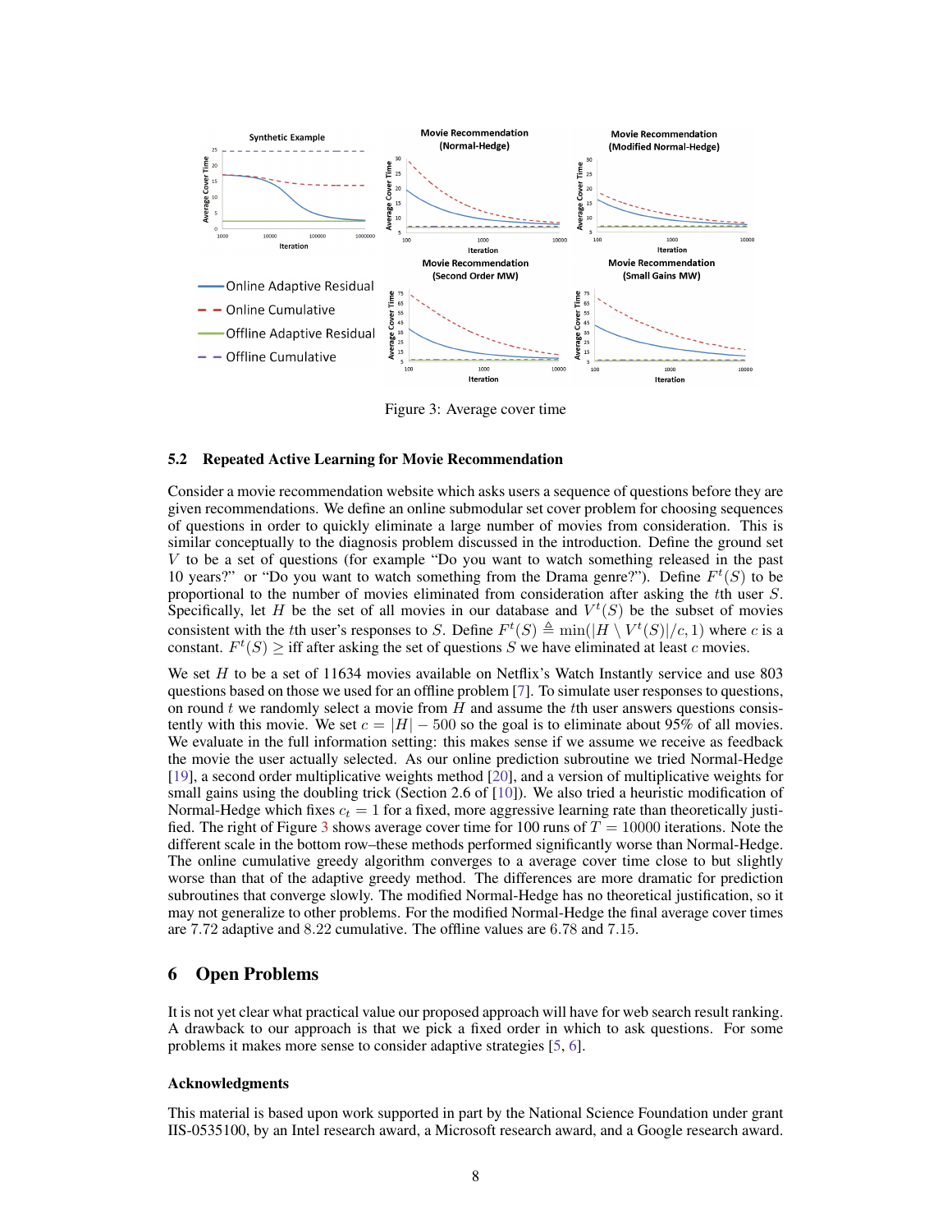Figure 3: Average cover time

### 5.2 Repeated Active Learning for Movie Recommendation

Consider a movie recommendation website which asks users a sequence of questions before they are given recommendations. We define an online submodular set cover problem for choosing sequences of questions in order to quickly eliminate a large number of movies from consideration. This is similar conceptually to the diagnosis problem discussed in the introduction. Define the ground set $V$ to be a set of questions (for example "Do you want to watch something released in the past 10 years?" or "Do you want to watch something from the Drama genre?"). Define $F^t(S)$ to be proportional to the number of movies eliminated from consideration after asking the $t$th user $S$. Specifically, let $H$ be the set of all movies in our database and $V^t(S)$ be the subset of movies consistent with the $t$th user's responses to $S$. Define $F^t(S) \triangleq \min(|H \setminus V^t(S)|/c, 1)$ where $c$ is a constant. $F^t(S) \geq$ iff after asking the set of questions $S$ we have eliminated at least $c$ movies.

We set $H$ to be a set of 11634 movies available on Netflix's Watch Instantly service and use 803 questions based on those we used for an offline problem [7]. To simulate user responses to questions, on round $t$ we randomly select a movie from $H$ and assume the $t$th user answers questions consistently with this movie. We set $c = |H| - 500$ so the goal is to eliminate about 95% of all movies. We evaluate in the full information setting: this makes sense if we assume we receive as feedback the movie the user actually selected. As our online prediction subroutine we tried Normal-Hedge [19], a second order multiplicative weights method [20], and a version of multiplicative weights for small gains using the doubling trick (Section 2.6 of [10]). We also tried a heuristic modification of Normal-Hedge which fixes $c_t = 1$ for a fixed, more aggressive learning rate than theoretically justified. The right of Figure 3 shows average cover time for 100 runs of $T = 10000$ iterations. Note the different scale in the bottom row–these methods performed significantly worse than Normal-Hedge. The online cumulative greedy algorithm converges to a average cover time close to but slightly worse than that of the adaptive greedy method. The differences are more dramatic for prediction subroutines that converge slowly. The modified Normal-Hedge has no theoretical justification, so it may not generalize to other problems. For the modified Normal-Hedge the final average cover times are 7.72 adaptive and 8.22 cumulative. The offline values are 6.78 and 7.15.

## 6 Open Problems

It is not yet clear what practical value our proposed approach will have for web search result ranking. A drawback to our approach is that we pick a fixed order in which to ask questions. For some problems it makes more sense to consider adaptive strategies [5, 6].

#### Acknowledgments

This material is based upon work supported in part by the National Science Foundation under grant IIS-0535100, by an Intel research award, a Microsoft research award, and a Google research award.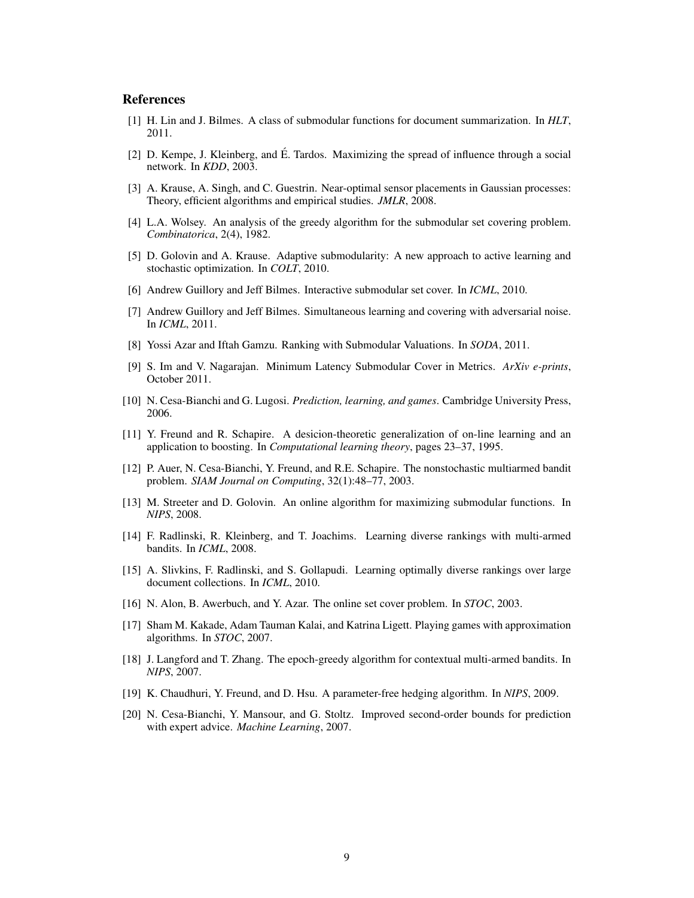## References

[1] H. Lin and J. Bilmes. A class of submodular functions for document summarization. In *HLT*, 2011.

[2] D. Kempe, J. Kleinberg, and É. Tardos. Maximizing the spread of influence through a social network. In *KDD*, 2003.

[3] A. Krause, A. Singh, and C. Guestrin. Near-optimal sensor placements in Gaussian processes: Theory, efficient algorithms and empirical studies. *JMLR*, 2008.

[4] L.A. Wolsey. An analysis of the greedy algorithm for the submodular set covering problem. *Combinatorica*, 2(4), 1982.

[5] D. Golovin and A. Krause. Adaptive submodularity: A new approach to active learning and stochastic optimization. In *COLT*, 2010.

[6] Andrew Guillory and Jeff Bilmes. Interactive submodular set cover. In *ICML*, 2010.

[7] Andrew Guillory and Jeff Bilmes. Simultaneous learning and covering with adversarial noise. In *ICML*, 2011.

[8] Yossi Azar and Iftah Gamzu. Ranking with Submodular Valuations. In *SODA*, 2011.

[9] S. Im and V. Nagarajan. Minimum Latency Submodular Cover in Metrics. *ArXiv e-prints*, October 2011.

[10] N. Cesa-Bianchi and G. Lugosi. *Prediction, learning, and games*. Cambridge University Press, 2006.

[11] Y. Freund and R. Schapire. A desicion-theoretic generalization of on-line learning and an application to boosting. In *Computational learning theory*, pages 23–37, 1995.

[12] P. Auer, N. Cesa-Bianchi, Y. Freund, and R.E. Schapire. The nonstochastic multiarmed bandit problem. *SIAM Journal on Computing*, 32(1):48–77, 2003.

[13] M. Streeter and D. Golovin. An online algorithm for maximizing submodular functions. In *NIPS*, 2008.

[14] F. Radlinski, R. Kleinberg, and T. Joachims. Learning diverse rankings with multi-armed bandits. In *ICML*, 2008.

[15] A. Slivkins, F. Radlinski, and S. Gollapudi. Learning optimally diverse rankings over large document collections. In *ICML*, 2010.

[16] N. Alon, B. Awerbuch, and Y. Azar. The online set cover problem. In *STOC*, 2003.

[17] Sham M. Kakade, Adam Tauman Kalai, and Katrina Ligett. Playing games with approximation algorithms. In *STOC*, 2007.

[18] J. Langford and T. Zhang. The epoch-greedy algorithm for contextual multi-armed bandits. In *NIPS*, 2007.

[19] K. Chaudhuri, Y. Freund, and D. Hsu. A parameter-free hedging algorithm. In *NIPS*, 2009.

[20] N. Cesa-Bianchi, Y. Mansour, and G. Stoltz. Improved second-order bounds for prediction with expert advice. *Machine Learning*, 2007.